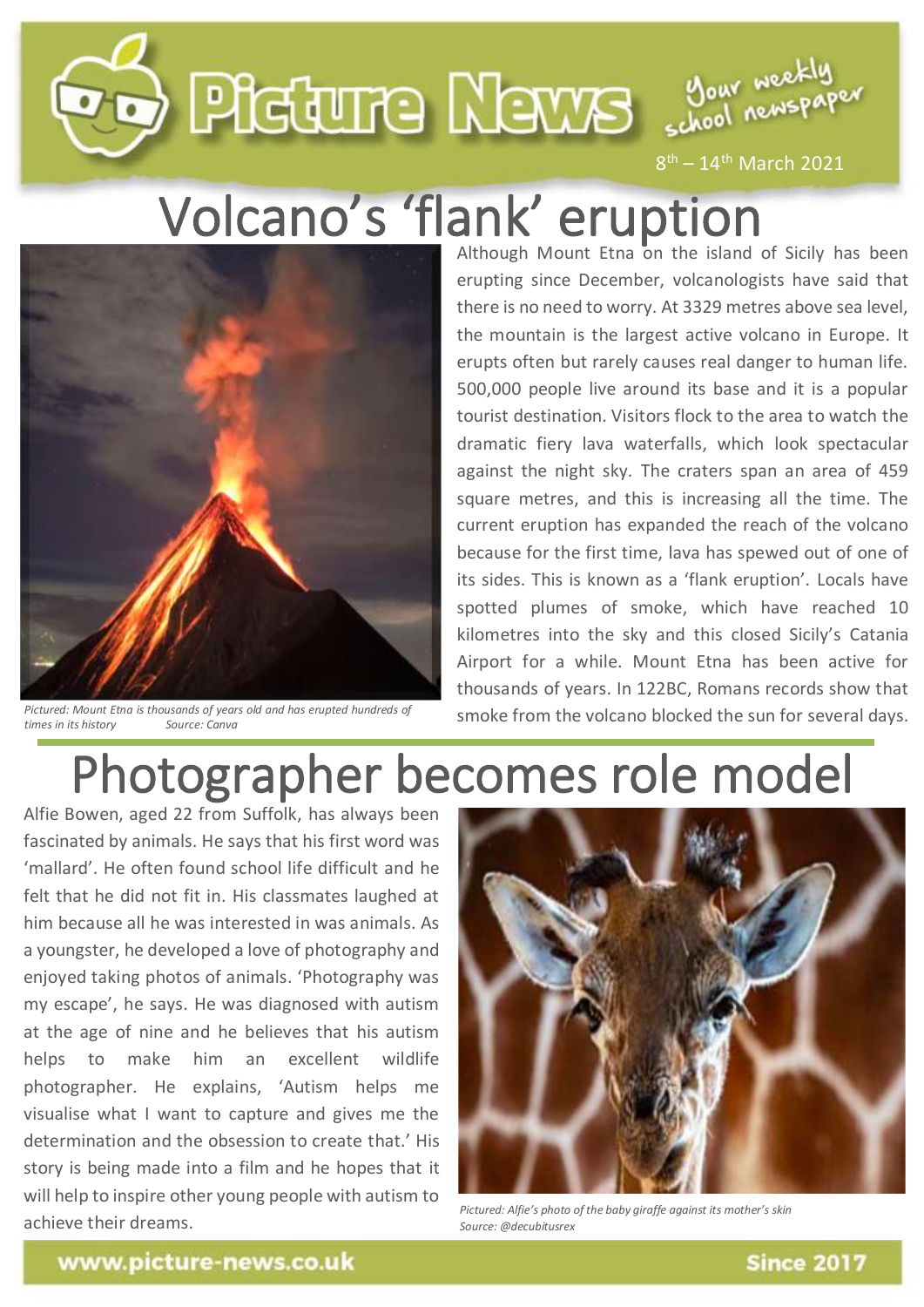# Picture News

Your weekly school newspaper

8th – 14th March 2021

## Volcano's 'flank' eruption

Although Mount Etna on the island of Sicily has been erupting since December, volcanologists have said that there is no need to worry. At 3329 metres above sea level, the mountain is the largest active volcano in Europe. It erupts often but rarely causes real danger to human life. 500,000 people live around its base and it is a popular tourist destination. Visitors flock to the area to watch the dramatic fiery lava waterfalls, which look spectacular against the night sky. The craters span an area of 459 square metres, and this is increasing all the time. The current eruption has expanded the reach of the volcano because for the first time, lava has spewed out of one of its sides. This is known as a 'flank eruption'. Locals have spotted plumes of smoke, which have reached 10 kilometres into the sky and this closed Sicily's Catania Airport for a while. Mount Etna has been active for thousands of years. In 122BC, Romans records show that smoke from the volcano blocked the sun for several days.

*Pictured: Mount Etna is thousands of years old and has erupted hundreds of times in its history* *Source: Canva*

## Photographer becomes role model

Alfie Bowen, aged 22 from Suffolk, has always been fascinated by animals. He says that his first word was 'mallard'. He often found school life difficult and he felt that he did not fit in. His classmates laughed at him because all he was interested in was animals. As a youngster, he developed a love of photography and enjoyed taking photos of animals. 'Photography was my escape', he says. He was diagnosed with autism at the age of nine and he believes that his autism helps to make him an excellent wildlife photographer. He explains, 'Autism helps me visualise what I want to capture and gives me the determination and the obsession to create that.' His story is being made into a film and he hopes that it will help to inspire other young people with autism to achieve their dreams.

*Pictured: Alfie's photo of the baby giraffe against its mother's skin* *Source: @decubitusrex*

www.picture-news.co.uk

Since 2017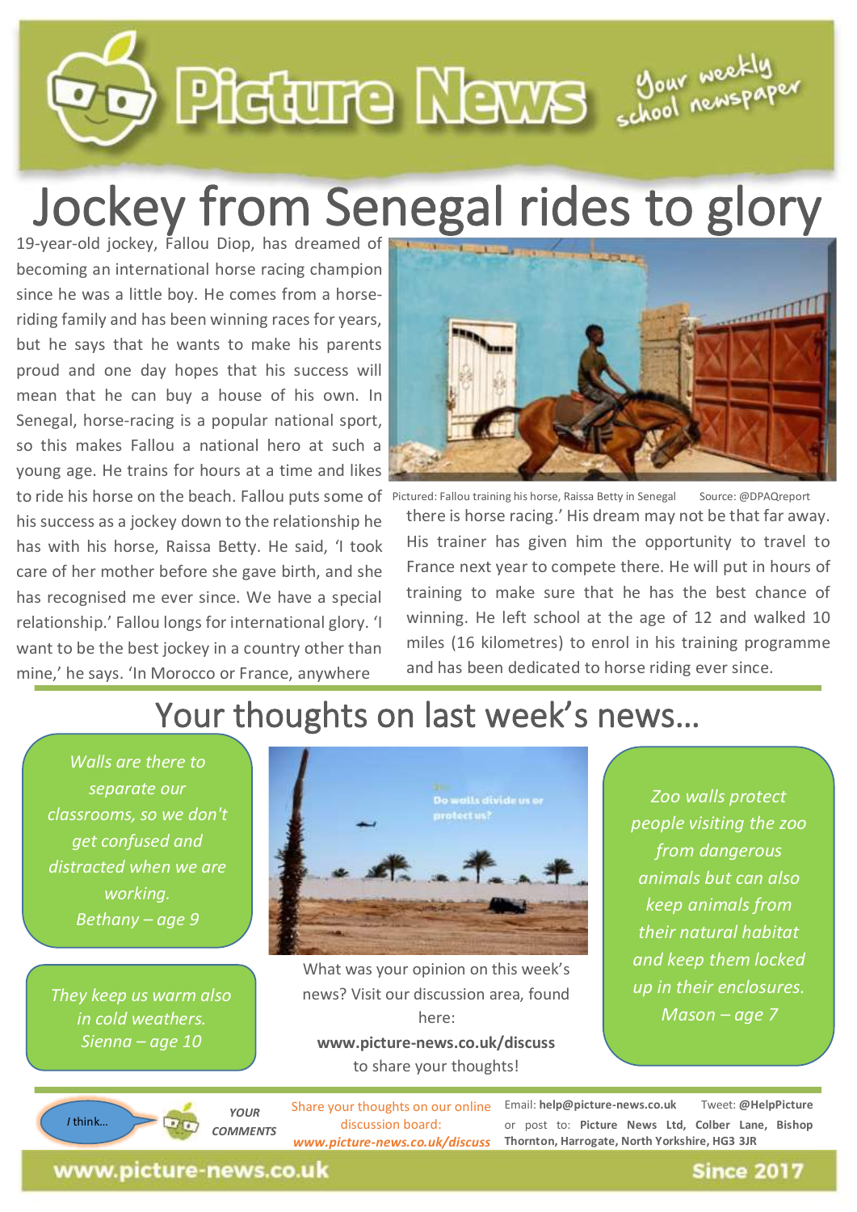# Jockey from Senegal rides to glory

19-year-old jockey, Fallou Diop, has dreamed of becoming an international horse racing champion since he was a little boy. He comes from a horse-riding family and has been winning races for years, but he says that he wants to make his parents proud and one day hopes that his success will mean that he can buy a house of his own. In Senegal, horse-racing is a popular national sport, so this makes Fallou a national hero at such a young age. He trains for hours at a time and likes to ride his horse on the beach. Fallou puts some of his success as a jockey down to the relationship he has with his horse, Raissa Betty. He said, 'I took care of her mother before she gave birth, and she has recognised me ever since. We have a special relationship.' Fallou longs for international glory. 'I want to be the best jockey in a country other than mine,' he says. 'In Morocco or France, anywhere there is horse racing.' His dream may not be that far away. His trainer has given him the opportunity to travel to France next year to compete there. He will put in hours of training to make sure that he has the best chance of winning. He left school at the age of 12 and walked 10 miles (16 kilometres) to enrol in his training programme and has been dedicated to horse riding ever since.

Pictured: Fallou training his horse, Raissa Betty in Senegal Source: @DPAQreport

## Your thoughts on last week's news…

*Walls are there to separate our classrooms, so we don't get confused and distracted when we are working.*
*Bethany – age 9*

*They keep us warm also in cold weathers.*
*Sienna – age 10*

Do walls divide us or protect us?

What was your opinion on this week's news? Visit our discussion area, found here:
**www.picture-news.co.uk/discuss**
to share your thoughts!

*Zoo walls protect people visiting the zoo from dangerous animals but can also keep animals from their natural habitat and keep them locked up in their enclosures.*
*Mason – age 7*

I think…

*YOUR COMMENTS*

Share your thoughts on our online discussion board: *www.picture-news.co.uk/discuss*

Email: **help@picture-news.co.uk** Tweet: **@HelpPicture**
or post to: **Picture News Ltd, Colber Lane, Bishop Thornton, Harrogate, North Yorkshire, HG3 3JR**